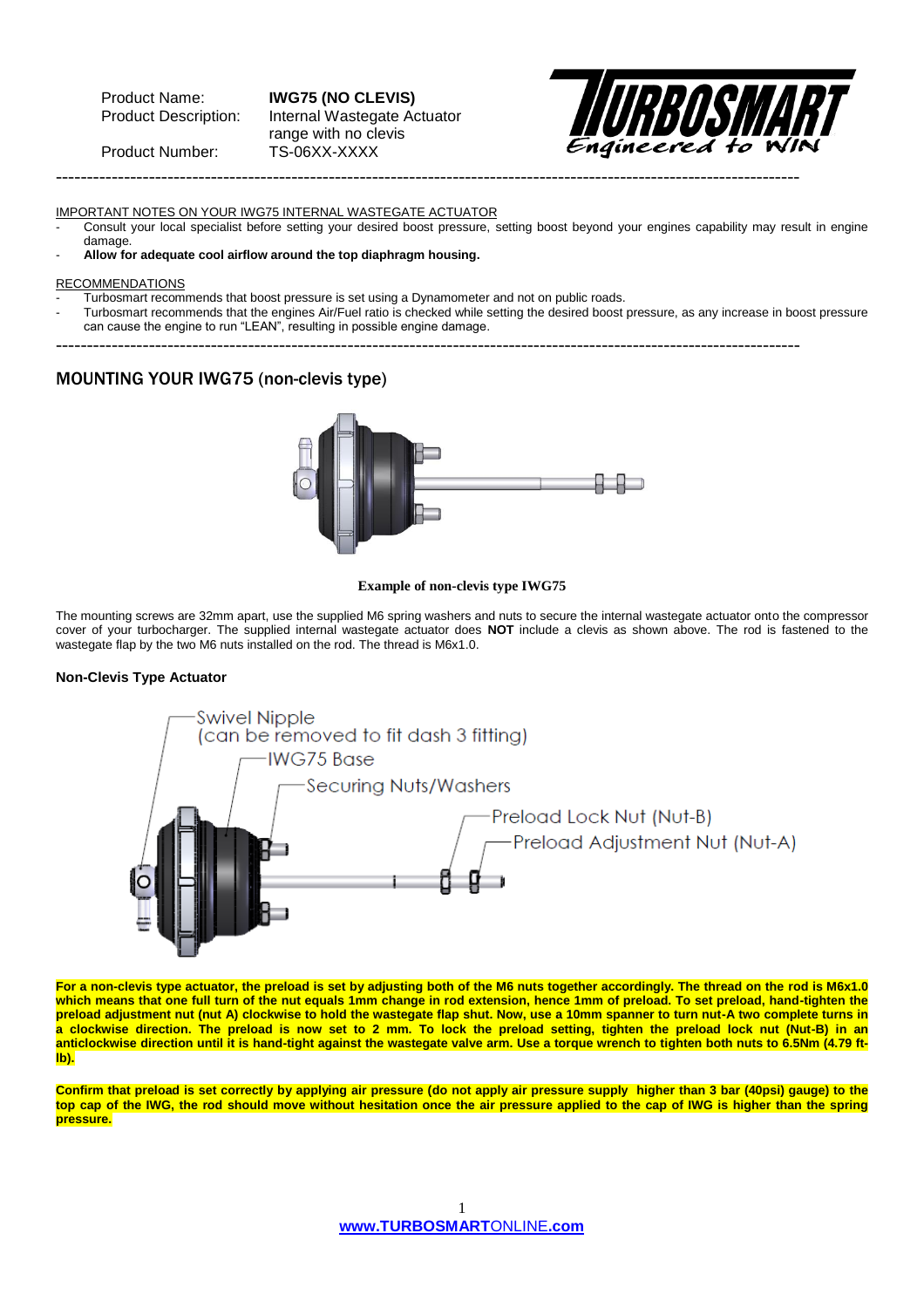Product Name: **IWG75 (NO CLEVIS)**
Product Description: Internal Wastegate Actuator range with no clevis
Product Number: TS-06XX-XXXX

---

IMPORTANT NOTES ON YOUR IWG75 INTERNAL WASTEGATE ACTUATOR

- Consult your local specialist before setting your desired boost pressure, setting boost beyond your engines capability may result in engine damage.
- **Allow for adequate cool airflow around the top diaphragm housing.**

RECOMMENDATIONS

- Turbosmart recommends that boost pressure is set using a Dynamometer and not on public roads.
- Turbosmart recommends that the engines Air/Fuel ratio is checked while setting the desired boost pressure, as any increase in boost pressure can cause the engine to run "LEAN", resulting in possible engine damage.

---

## MOUNTING YOUR IWG75 (non-clevis type)

**Example of non-clevis type IWG75**

The mounting screws are 32mm apart, use the supplied M6 spring washers and nuts to secure the internal wastegate actuator onto the compressor cover of your turbocharger. The supplied internal wastegate actuator does **NOT** include a clevis as shown above. The rod is fastened to the wastegate flap by the two M6 nuts installed on the rod. The thread is M6x1.0.

### Non-Clevis Type Actuator

- Swivel Nipple (can be removed to fit dash 3 fitting)
- IWG75 Base
- Securing Nuts/Washers
- Preload Lock Nut (Nut-B)
- Preload Adjustment Nut (Nut-A)

**For a non-clevis type actuator, the preload is set by adjusting both of the M6 nuts together accordingly. The thread on the rod is M6x1.0 which means that one full turn of the nut equals 1mm change in rod extension, hence 1mm of preload. To set preload, hand-tighten the preload adjustment nut (nut A) clockwise to hold the wastegate flap shut. Now, use a 10mm spanner to turn nut-A two complete turns in a clockwise direction. The preload is now set to 2 mm. To lock the preload setting, tighten the preload lock nut (Nut-B) in an anticlockwise direction until it is hand-tight against the wastegate valve arm. Use a torque wrench to tighten both nuts to 6.5Nm (4.79 ft-lb).**

**Confirm that preload is set correctly by applying air pressure (do not apply air pressure supply higher than 3 bar (40psi) gauge) to the top cap of the IWG, the rod should move without hesitation once the air pressure applied to the cap of IWG is higher than the spring pressure.**

**www.TURBOSMARTONLINE.com**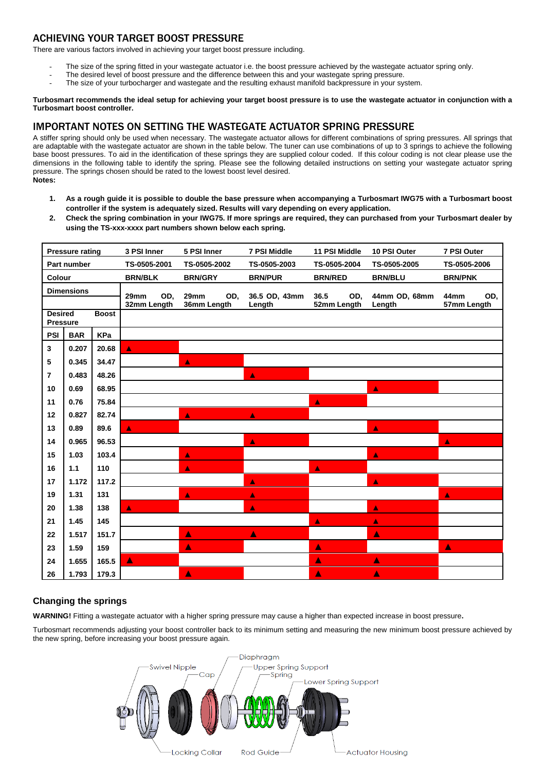## ACHIEVING YOUR TARGET BOOST PRESSURE

There are various factors involved in achieving your target boost pressure including.

- The size of the spring fitted in your wastegate actuator i.e. the boost pressure achieved by the wastegate actuator spring only.
- The desired level of boost pressure and the difference between this and your wastegate spring pressure.
- The size of your turbocharger and wastegate and the resulting exhaust manifold backpressure in your system.

**Turbosmart recommends the ideal setup for achieving your target boost pressure is to use the wastegate actuator in conjunction with a Turbosmart boost controller.**

## IMPORTANT NOTES ON SETTING THE WASTEGATE ACTUATOR SPRING PRESSURE

A stiffer spring should only be used when necessary. The wastegate actuator allows for different combinations of spring pressures. All springs that are adaptable with the wastegate actuator are shown in the table below. The tuner can use combinations of up to 3 springs to achieve the following base boost pressures. To aid in the identification of these springs they are supplied colour coded. If this colour coding is not clear please use the dimensions in the following table to identify the spring. Please see the following detailed instructions on setting your wastegate actuator spring pressure. The springs chosen should be rated to the lowest boost level desired.

**Notes:**

1. **As a rough guide it is possible to double the base pressure when accompanying a Turbosmart IWG75 with a Turbosmart boost controller if the system is adequately sized. Results will vary depending on every application.**
2. **Check the spring combination in your IWG75. If more springs are required, they can purchased from your Turbosmart dealer by using the TS-xxx-xxxx part numbers shown below each spring.**

| Pressure rating | | | 3 PSI Inner | 5 PSI Inner | 7 PSI Middle | 11 PSI Middle | 10 PSI Outer | 7 PSI Outer |
|---|---|---|---|---|---|---|---|---|
| Part number | | | TS-0505-2001 | TS-0505-2002 | TS-0505-2003 | TS-0505-2004 | TS-0505-2005 | TS-0505-2006 |
| Colour | | | BRN/BLK | BRN/GRY | BRN/PUR | BRN/RED | BRN/BLU | BRN/PNK |
| Dimensions | | | 29mm OD, 32mm Length | 29mm OD, 36mm Length | 36.5 OD, 43mm Length | 36.5 OD, 52mm Length | 44mm OD, 68mm Length | 44mm OD, 57mm Length |
| Desired Boost Pressure | | | | | | | | |
| PSI | BAR | KPa | | | | | | |
| 3 | 0.207 | 20.68 | ▲ | | | | | |
| 5 | 0.345 | 34.47 | | ▲ | | | | |
| 7 | 0.483 | 48.26 | | | ▲ | | | |
| 10 | 0.69 | 68.95 | | | | | ▲ | |
| 11 | 0.76 | 75.84 | | | | ▲ | | |
| 12 | 0.827 | 82.74 | | ▲ | ▲ | | | |
| 13 | 0.89 | 89.6 | ▲ | | | | ▲ | |
| 14 | 0.965 | 96.53 | | | ▲ | | | ▲ |
| 15 | 1.03 | 103.4 | | ▲ | | | ▲ | |
| 16 | 1.1 | 110 | | ▲ | | ▲ | | |
| 17 | 1.172 | 117.2 | | | ▲ | | ▲ | |
| 19 | 1.31 | 131 | | ▲ | ▲ | | | ▲ |
| 20 | 1.38 | 138 | ▲ | | ▲ | | ▲ | |
| 21 | 1.45 | 145 | | | | ▲ | ▲ | |
| 22 | 1.517 | 151.7 | | ▲ | ▲ | | ▲ | |
| 23 | 1.59 | 159 | | ▲ | | ▲ | | ▲ |
| 24 | 1.655 | 165.5 | ▲ | | | ▲ | ▲ | |
| 26 | 1.793 | 179.3 | | ▲ | | ▲ | ▲ | |

### Changing the springs

**WARNING!** Fitting a wastegate actuator with a higher spring pressure may cause a higher than expected increase in boost pressure**.**

Turbosmart recommends adjusting your boost controller back to its minimum setting and measuring the new minimum boost pressure achieved by the new spring, before increasing your boost pressure again.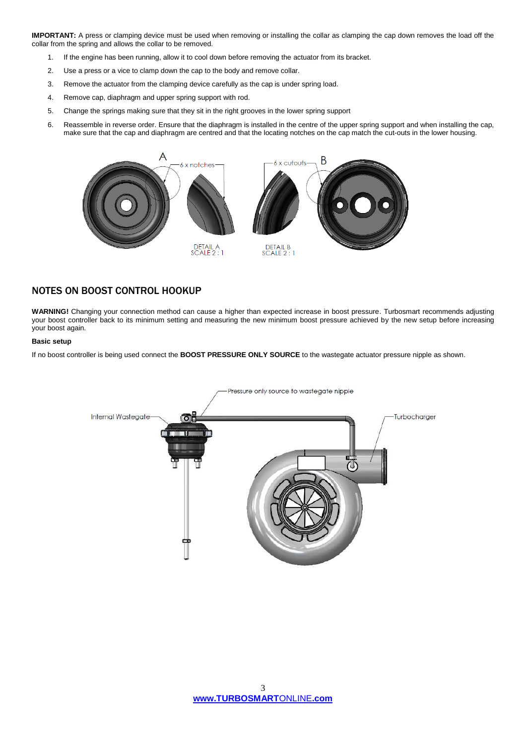**IMPORTANT:** A press or clamping device must be used when removing or installing the collar as clamping the cap down removes the load off the collar from the spring and allows the collar to be removed.

1. If the engine has been running, allow it to cool down before removing the actuator from its bracket.
2. Use a press or a vice to clamp down the cap to the body and remove collar.
3. Remove the actuator from the clamping device carefully as the cap is under spring load.
4. Remove cap, diaphragm and upper spring support with rod.
5. Change the springs making sure that they sit in the right grooves in the lower spring support
6. Reassemble in reverse order. Ensure that the diaphragm is installed in the centre of the upper spring support and when installing the cap, make sure that the cap and diaphragm are centred and that the locating notches on the cap match the cut-outs in the lower housing.

A — 6 x notches

DETAIL A
SCALE 2 : 1

B — 6 x cutouts

DETAIL B
SCALE 2 : 1

## NOTES ON BOOST CONTROL HOOKUP

**WARNING!** Changing your connection method can cause a higher than expected increase in boost pressure. Turbosmart recommends adjusting your boost controller back to its minimum setting and measuring the new minimum boost pressure achieved by the new setup before increasing your boost again.

**Basic setup**

If no boost controller is being used connect the **BOOST PRESSURE ONLY SOURCE** to the wastegate actuator pressure nipple as shown.

Pressure only source to wastegate nipple

Internal Wastegate

Turbocharger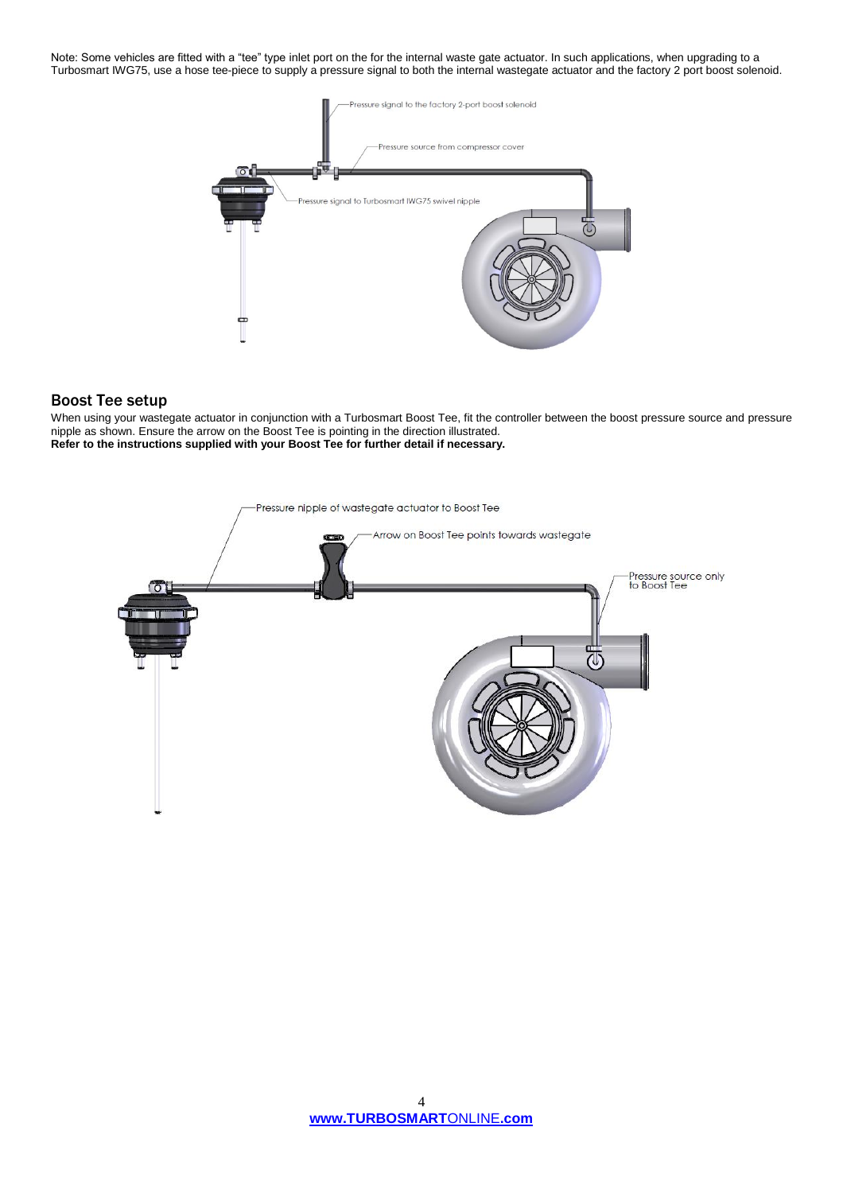Note: Some vehicles are fitted with a “tee” type inlet port on the for the internal waste gate actuator. In such applications, when upgrading to a Turbosmart IWG75, use a hose tee-piece to supply a pressure signal to both the internal wastegate actuator and the factory 2 port boost solenoid.

Pressure signal to the factory 2-port boost solenoid

Pressure source from compressor cover

Pressure signal to Turbosmart IWG75 swivel nipple

## Boost Tee setup

When using your wastegate actuator in conjunction with a Turbosmart Boost Tee, fit the controller between the boost pressure source and pressure nipple as shown. Ensure the arrow on the Boost Tee is pointing in the direction illustrated.
**Refer to the instructions supplied with your Boost Tee for further detail if necessary.**

Pressure nipple of wastegate actuator to Boost Tee

Arrow on Boost Tee points towards wastegate

Pressure source only to Boost Tee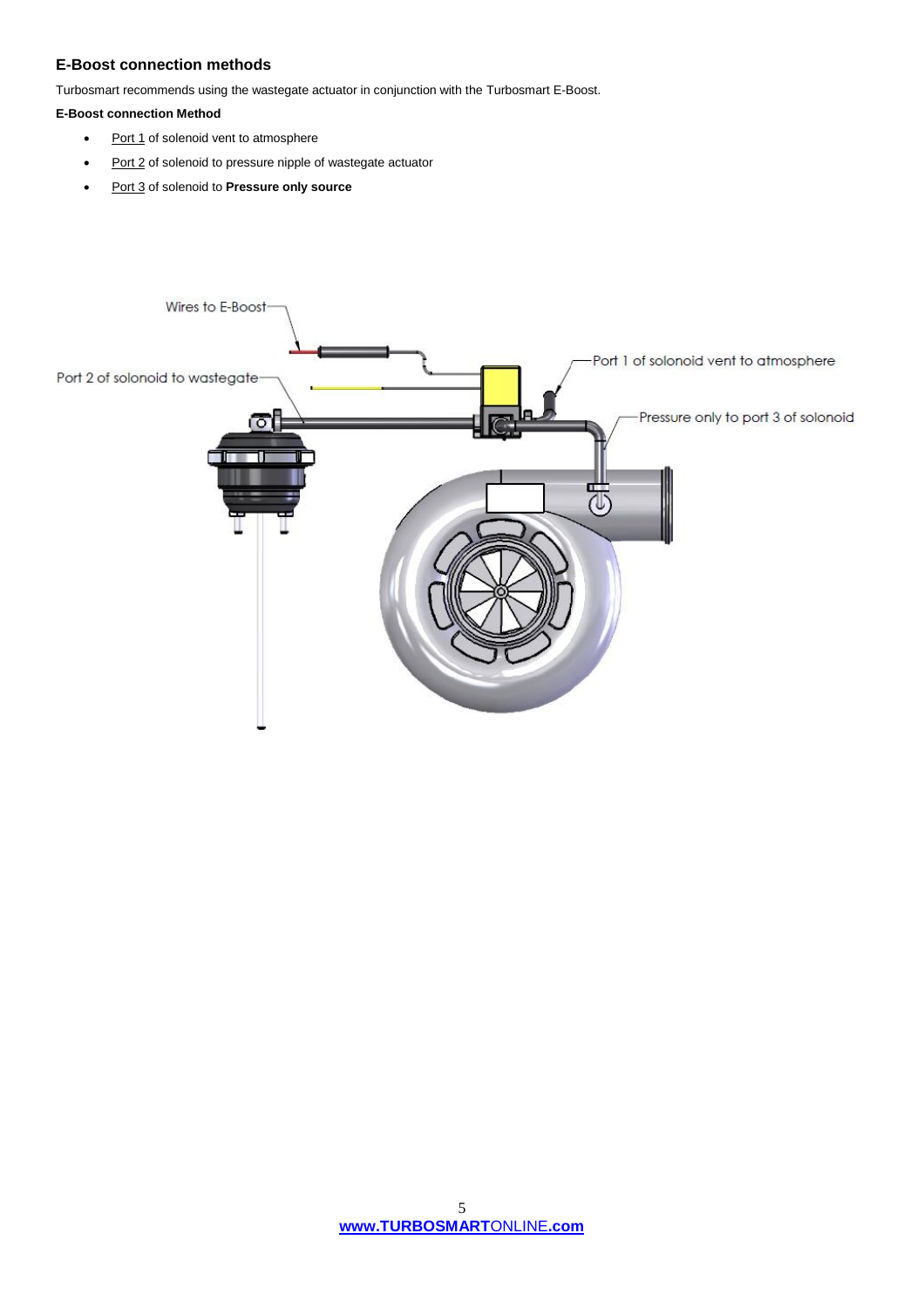## E-Boost connection methods

Turbosmart recommends using the wastegate actuator in conjunction with the Turbosmart E-Boost.

**E-Boost connection Method**

- Port 1 of solenoid vent to atmosphere
- Port 2 of solenoid to pressure nipple of wastegate actuator
- Port 3 of solenoid to **Pressure only source**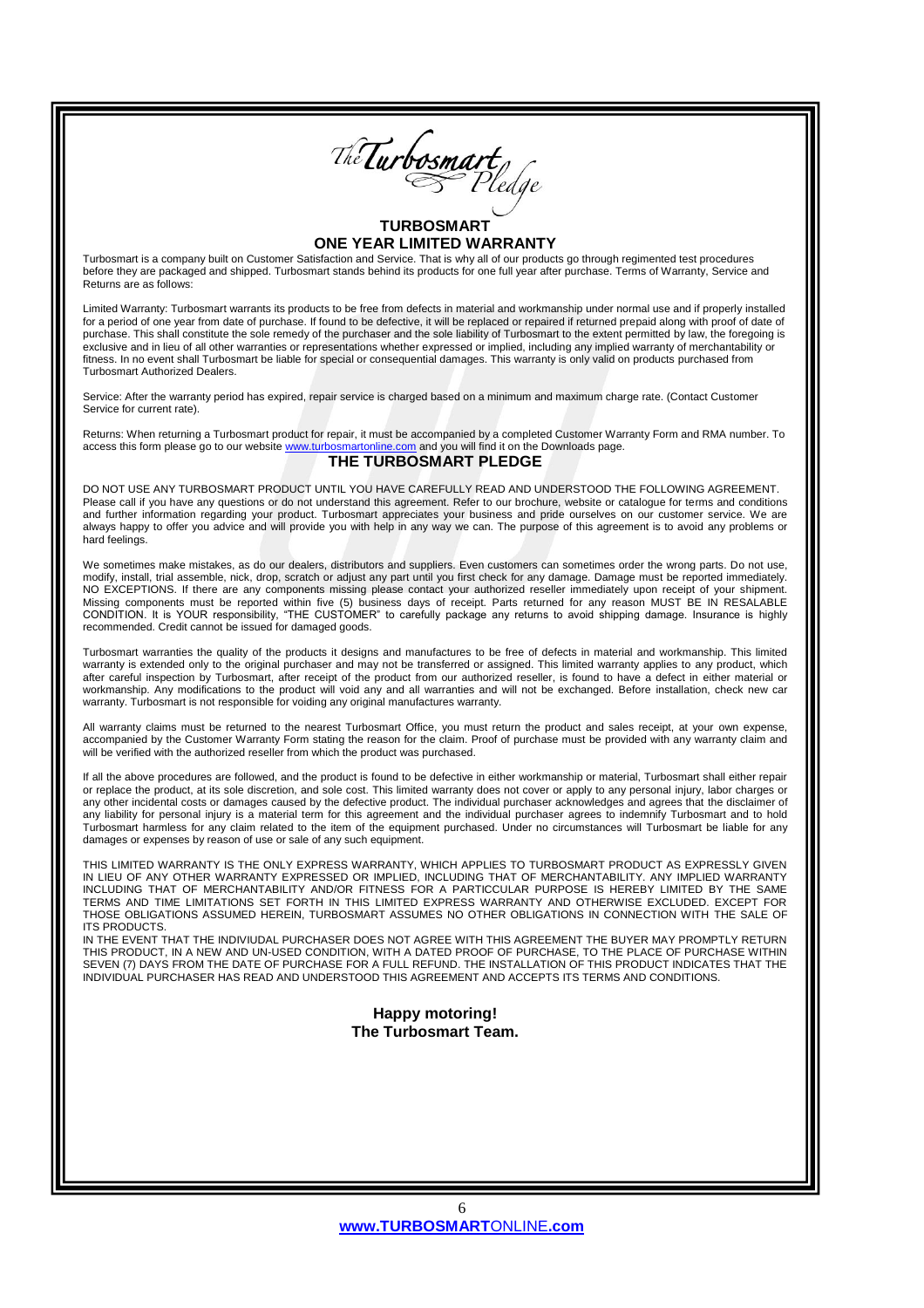*The Turbosmart Pledge*

## TURBOSMART
## ONE YEAR LIMITED WARRANTY

Turbosmart is a company built on Customer Satisfaction and Service. That is why all of our products go through regimented test procedures before they are packaged and shipped. Turbosmart stands behind its products for one full year after purchase. Terms of Warranty, Service and Returns are as follows:

Limited Warranty: Turbosmart warrants its products to be free from defects in material and workmanship under normal use and if properly installed for a period of one year from date of purchase. If found to be defective, it will be replaced or repaired if returned prepaid along with proof of date of purchase. This shall constitute the sole remedy of the purchaser and the sole liability of Turbosmart to the extent permitted by law, the foregoing is exclusive and in lieu of all other warranties or representations whether expressed or implied, including any implied warranty of merchantability or fitness. In no event shall Turbosmart be liable for special or consequential damages. This warranty is only valid on products purchased from Turbosmart Authorized Dealers.

Service: After the warranty period has expired, repair service is charged based on a minimum and maximum charge rate. (Contact Customer Service for current rate).

Returns: When returning a Turbosmart product for repair, it must be accompanied by a completed Customer Warranty Form and RMA number. To access this form please go to our website www.turbosmartonline.com and you will find it on the Downloads page.

## THE TURBOSMART PLEDGE

DO NOT USE ANY TURBOSMART PRODUCT UNTIL YOU HAVE CAREFULLY READ AND UNDERSTOOD THE FOLLOWING AGREEMENT. Please call if you have any questions or do not understand this agreement. Refer to our brochure, website or catalogue for terms and conditions and further information regarding your product. Turbosmart appreciates your business and pride ourselves on our customer service. We are always happy to offer you advice and will provide you with help in any way we can. The purpose of this agreement is to avoid any problems or hard feelings.

We sometimes make mistakes, as do our dealers, distributors and suppliers. Even customers can sometimes order the wrong parts. Do not use, modify, install, trial assemble, nick, drop, scratch or adjust any part until you first check for any damage. Damage must be reported immediately. NO EXCEPTIONS. If there are any components missing please contact your authorized reseller immediately upon receipt of your shipment. Missing components must be reported within five (5) business days of receipt. Parts returned for any reason MUST BE IN RESALABLE CONDITION. It is YOUR responsibility, "THE CUSTOMER" to carefully package any returns to avoid shipping damage. Insurance is highly recommended. Credit cannot be issued for damaged goods.

Turbosmart warranties the quality of the products it designs and manufactures to be free of defects in material and workmanship. This limited warranty is extended only to the original purchaser and may not be transferred or assigned. This limited warranty applies to any product, which after careful inspection by Turbosmart, after receipt of the product from our authorized reseller, is found to have a defect in either material or workmanship. Any modifications to the product will void any and all warranties and will not be exchanged. Before installation, check new car warranty. Turbosmart is not responsible for voiding any original manufactures warranty.

All warranty claims must be returned to the nearest Turbosmart Office, you must return the product and sales receipt, at your own expense, accompanied by the Customer Warranty Form stating the reason for the claim. Proof of purchase must be provided with any warranty claim and will be verified with the authorized reseller from which the product was purchased.

If all the above procedures are followed, and the product is found to be defective in either workmanship or material, Turbosmart shall either repair or replace the product, at its sole discretion, and sole cost. This limited warranty does not cover or apply to any personal injury, labor charges or any other incidental costs or damages caused by the defective product. The individual purchaser acknowledges and agrees that the disclaimer of any liability for personal injury is a material term for this agreement and the individual purchaser agrees to indemnify Turbosmart and to hold Turbosmart harmless for any claim related to the item of the equipment purchased. Under no circumstances will Turbosmart be liable for any damages or expenses by reason of use or sale of any such equipment.

THIS LIMITED WARRANTY IS THE ONLY EXPRESS WARRANTY, WHICH APPLIES TO TURBOSMART PRODUCT AS EXPRESSLY GIVEN IN LIEU OF ANY OTHER WARRANTY EXPRESSED OR IMPLIED, INCLUDING THAT OF MERCHANTABILITY. ANY IMPLIED WARRANTY INCLUDING THAT OF MERCHANTABILITY AND/OR FITNESS FOR A PARTICCULAR PURPOSE IS HEREBY LIMITED BY THE SAME TERMS AND TIME LIMITATIONS SET FORTH IN THIS LIMITED EXPRESS WARRANTY AND OTHERWISE EXCLUDED. EXCEPT FOR THOSE OBLIGATIONS ASSUMED HEREIN, TURBOSMART ASSUMES NO OTHER OBLIGATIONS IN CONNECTION WITH THE SALE OF ITS PRODUCTS.

IN THE EVENT THAT THE INDIVIUDAL PURCHASER DOES NOT AGREE WITH THIS AGREEMENT THE BUYER MAY PROMPTLY RETURN THIS PRODUCT, IN A NEW AND UN-USED CONDITION, WITH A DATED PROOF OF PURCHASE, TO THE PLACE OF PURCHASE WITHIN SEVEN (7) DAYS FROM THE DATE OF PURCHASE FOR A FULL REFUND. THE INSTALLATION OF THIS PRODUCT INDICATES THAT THE INDIVIDUAL PURCHASER HAS READ AND UNDERSTOOD THIS AGREEMENT AND ACCEPTS ITS TERMS AND CONDITIONS.

**Happy motoring!**
**The Turbosmart Team.**